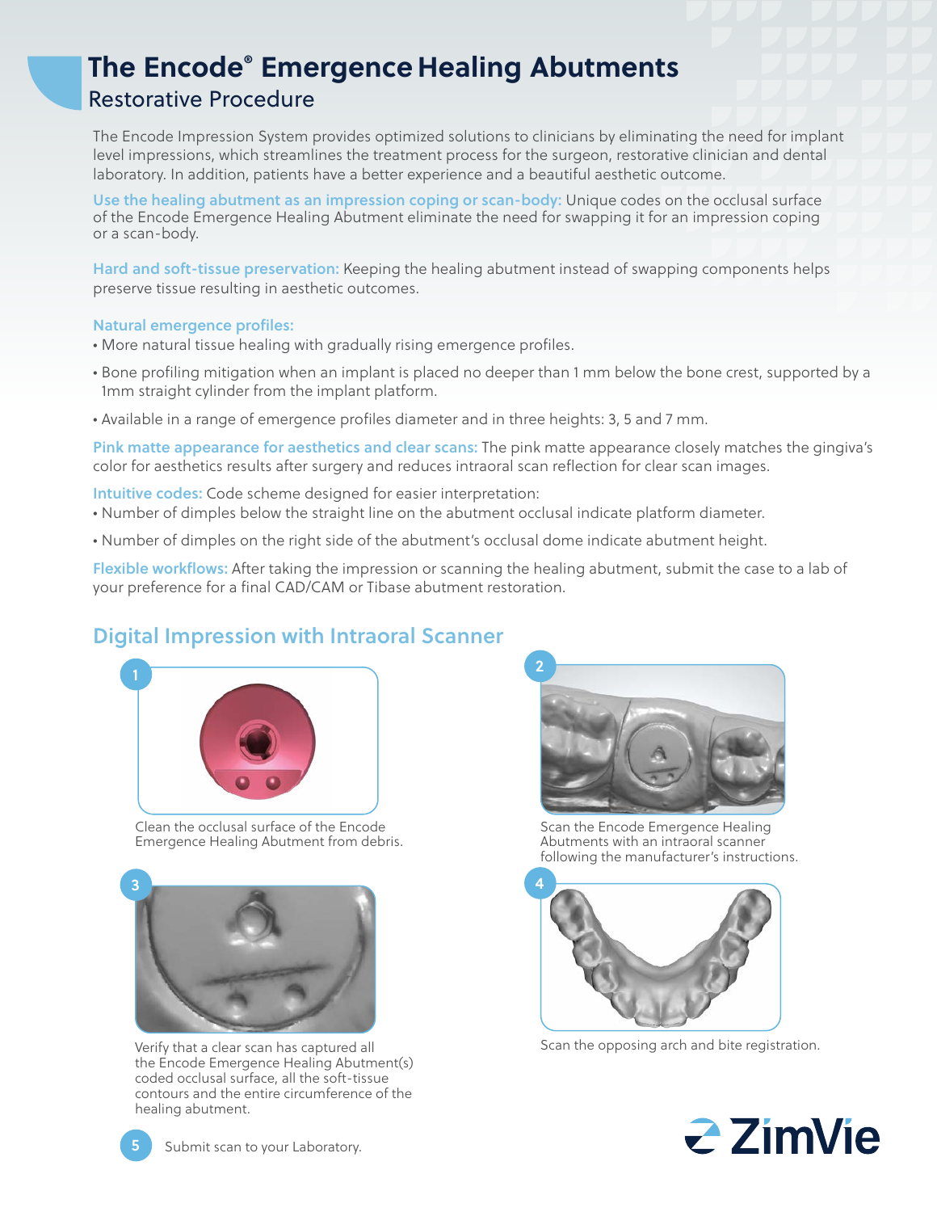# The Encode® Emergence Healing Abutments

## Restorative Procedure

The Encode Impression System provides optimized solutions to clinicians by eliminating the need for implant level impressions, which streamlines the treatment process for the surgeon, restorative clinician and dental laboratory. In addition, patients have a better experience and a beautiful aesthetic outcome.

**Use the healing abutment as an impression coping or scan-body:** Unique codes on the occlusal surface of the Encode Emergence Healing Abutment eliminate the need for swapping it for an impression coping or a scan-body.

**Hard and soft-tissue preservation:** Keeping the healing abutment instead of swapping components helps preserve tissue resulting in aesthetic outcomes.

**Natural emergence profiles:**

- More natural tissue healing with gradually rising emergence profiles.
- Bone profiling mitigation when an implant is placed no deeper than 1 mm below the bone crest, supported by a 1mm straight cylinder from the implant platform.
- Available in a range of emergence profiles diameter and in three heights: 3, 5 and 7 mm.

**Pink matte appearance for aesthetics and clear scans:** The pink matte appearance closely matches the gingiva's color for aesthetics results after surgery and reduces intraoral scan reflection for clear scan images.

**Intuitive codes:** Code scheme designed for easier interpretation:

- Number of dimples below the straight line on the abutment occlusal indicate platform diameter.
- Number of dimples on the right side of the abutment's occlusal dome indicate abutment height.

**Flexible workflows:** After taking the impression or scanning the healing abutment, submit the case to a lab of your preference for a final CAD/CAM or Tibase abutment restoration.

## Digital Impression with Intraoral Scanner

1. Clean the occlusal surface of the Encode Emergence Healing Abutment from debris.
2. Scan the Encode Emergence Healing Abutments with an intraoral scanner following the manufacturer's instructions.
3. Verify that a clear scan has captured all the Encode Emergence Healing Abutment(s) coded occlusal surface, all the soft-tissue contours and the entire circumference of the healing abutment.
4. Scan the opposing arch and bite registration.
5. Submit scan to your Laboratory.

ZimVie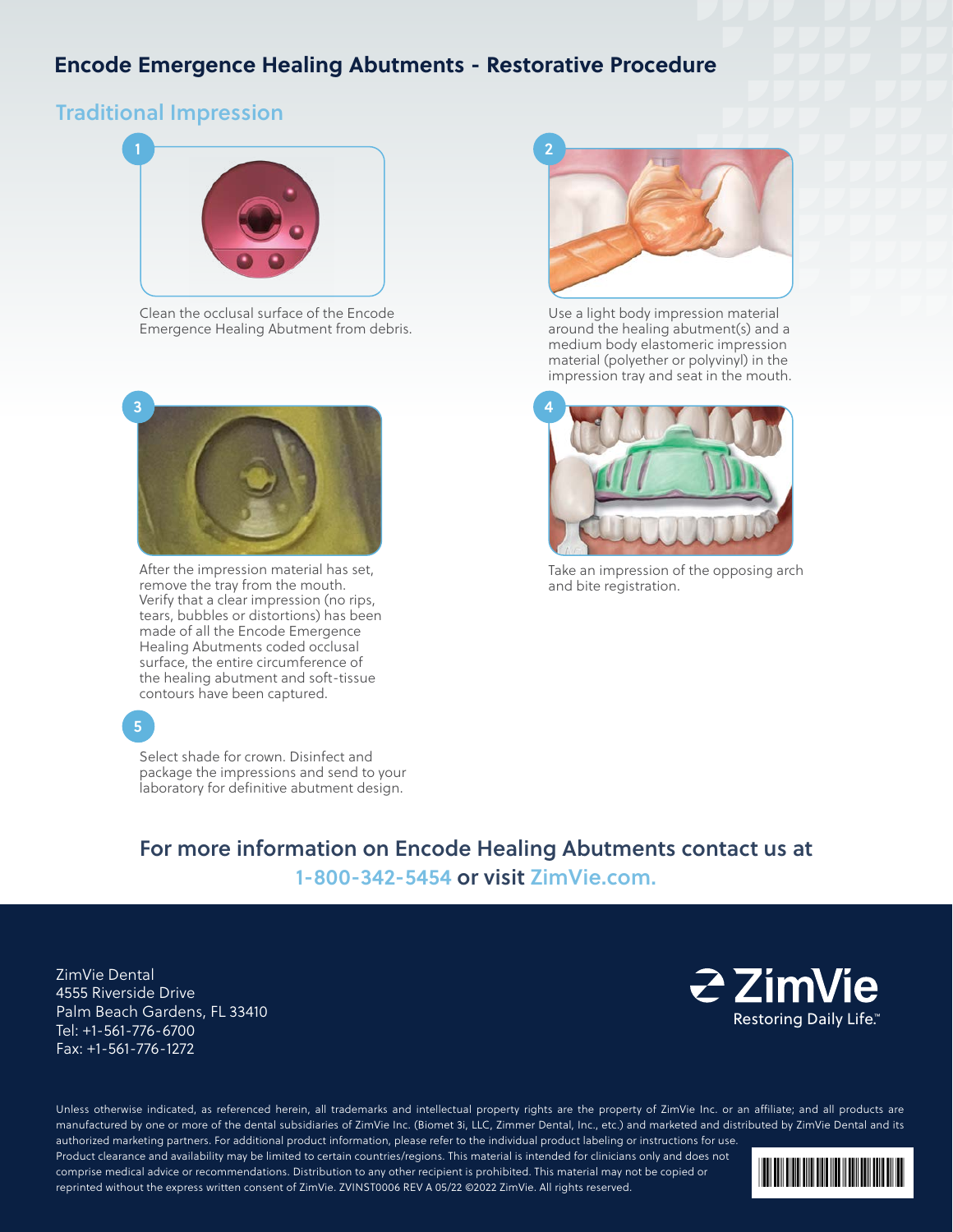# Encode Emergence Healing Abutments - Restorative Procedure

## Traditional Impression

1. Clean the occlusal surface of the Encode Emergence Healing Abutment from debris.

2. Use a light body impression material around the healing abutment(s) and a medium body elastomeric impression material (polyether or polyvinyl) in the impression tray and seat in the mouth.

3. After the impression material has set, remove the tray from the mouth. Verify that a clear impression (no rips, tears, bubbles or distortions) has been made of all the Encode Emergence Healing Abutments coded occlusal surface, the entire circumference of the healing abutment and soft-tissue contours have been captured.

4. Take an impression of the opposing arch and bite registration.

5. Select shade for crown. Disinfect and package the impressions and send to your laboratory for definitive abutment design.

**For more information on Encode Healing Abutments contact us at 1-800-342-5454 or visit ZimVie.com.**

ZimVie Dental
4555 Riverside Drive
Palm Beach Gardens, FL 33410
Tel: +1-561-776-6700
Fax: +1-561-776-1272

ZimVie
Restoring Daily Life.™

Unless otherwise indicated, as referenced herein, all trademarks and intellectual property rights are the property of ZimVie Inc. or an affiliate; and all products are manufactured by one or more of the dental subsidiaries of ZimVie Inc. (Biomet 3i, LLC, Zimmer Dental, Inc., etc.) and marketed and distributed by ZimVie Dental and its authorized marketing partners. For additional product information, please refer to the individual product labeling or instructions for use. Product clearance and availability may be limited to certain countries/regions. This material is intended for clinicians only and does not comprise medical advice or recommendations. Distribution to any other recipient is prohibited. This material may not be copied or reprinted without the express written consent of ZimVie. ZVINST0006 REV A 05/22 ©2022 ZimVie. All rights reserved.